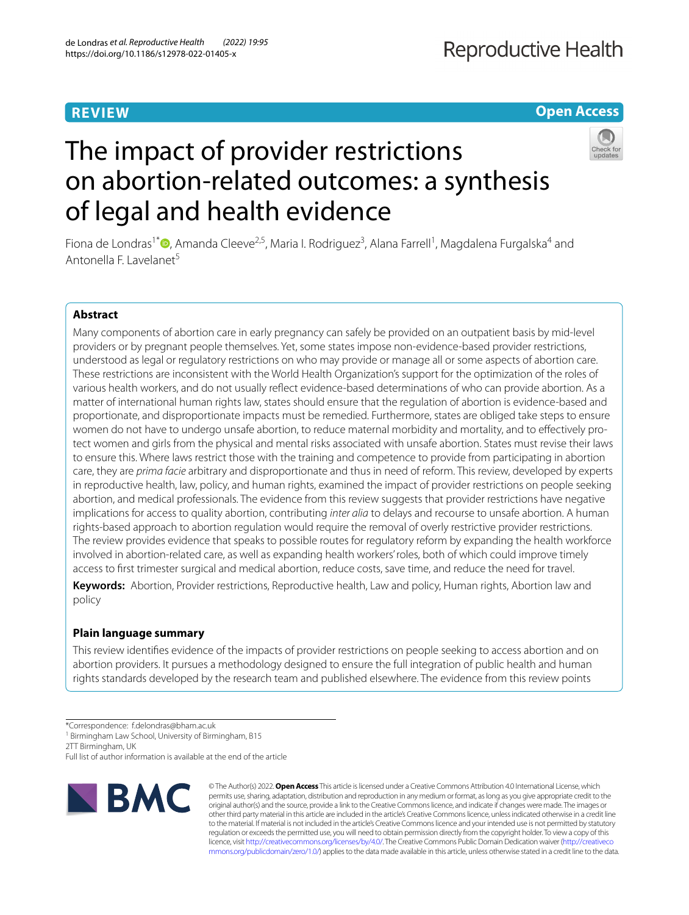REVIEW

Open Access

# The impact of provider restrictions on abortion-related outcomes: a synthesis of legal and health evidence

Fiona de Londras[1*], Amanda Cleeve[2,5], Maria I. Rodriguez[3], Alana Farrell[1], Magdalena Furgalska[4] and Antonella F. Lavelanet[5]

## Abstract

Many components of abortion care in early pregnancy can safely be provided on an outpatient basis by mid-level providers or by pregnant people themselves. Yet, some states impose non-evidence-based provider restrictions, understood as legal or regulatory restrictions on who may provide or manage all or some aspects of abortion care. These restrictions are inconsistent with the World Health Organization's support for the optimization of the roles of various health workers, and do not usually reflect evidence-based determinations of who can provide abortion. As a matter of international human rights law, states should ensure that the regulation of abortion is evidence-based and proportionate, and disproportionate impacts must be remedied. Furthermore, states are obliged take steps to ensure women do not have to undergo unsafe abortion, to reduce maternal morbidity and mortality, and to effectively protect women and girls from the physical and mental risks associated with unsafe abortion. States must revise their laws to ensure this. Where laws restrict those with the training and competence to provide from participating in abortion care, they are *prima facie* arbitrary and disproportionate and thus in need of reform. This review, developed by experts in reproductive health, law, policy, and human rights, examined the impact of provider restrictions on people seeking abortion, and medical professionals. The evidence from this review suggests that provider restrictions have negative implications for access to quality abortion, contributing *inter alia* to delays and recourse to unsafe abortion. A human rights-based approach to abortion regulation would require the removal of overly restrictive provider restrictions. The review provides evidence that speaks to possible routes for regulatory reform by expanding the health workforce involved in abortion-related care, as well as expanding health workers' roles, both of which could improve timely access to first trimester surgical and medical abortion, reduce costs, save time, and reduce the need for travel.

**Keywords:** Abortion, Provider restrictions, Reproductive health, Law and policy, Human rights, Abortion law and policy

## Plain language summary

This review identifies evidence of the impacts of provider restrictions on people seeking to access abortion and on abortion providers. It pursues a methodology designed to ensure the full integration of public health and human rights standards developed by the research team and published elsewhere. The evidence from this review points

*Correspondence: f.delondras@bham.ac.uk
[1] Birmingham Law School, University of Birmingham, B15 2TT Birmingham, UK
Full list of author information is available at the end of the article

© The Author(s) 2022. **Open Access** This article is licensed under a Creative Commons Attribution 4.0 International License, which permits use, sharing, adaptation, distribution and reproduction in any medium or format, as long as you give appropriate credit to the original author(s) and the source, provide a link to the Creative Commons licence, and indicate if changes were made. The images or other third party material in this article are included in the article's Creative Commons licence, unless indicated otherwise in a credit line to the material. If material is not included in the article's Creative Commons licence and your intended use is not permitted by statutory regulation or exceeds the permitted use, you will need to obtain permission directly from the copyright holder. To view a copy of this licence, visit http://creativecommons.org/licenses/by/4.0/. The Creative Commons Public Domain Dedication waiver (http://creativecommons.org/publicdomain/zero/1.0/) applies to the data made available in this article, unless otherwise stated in a credit line to the data.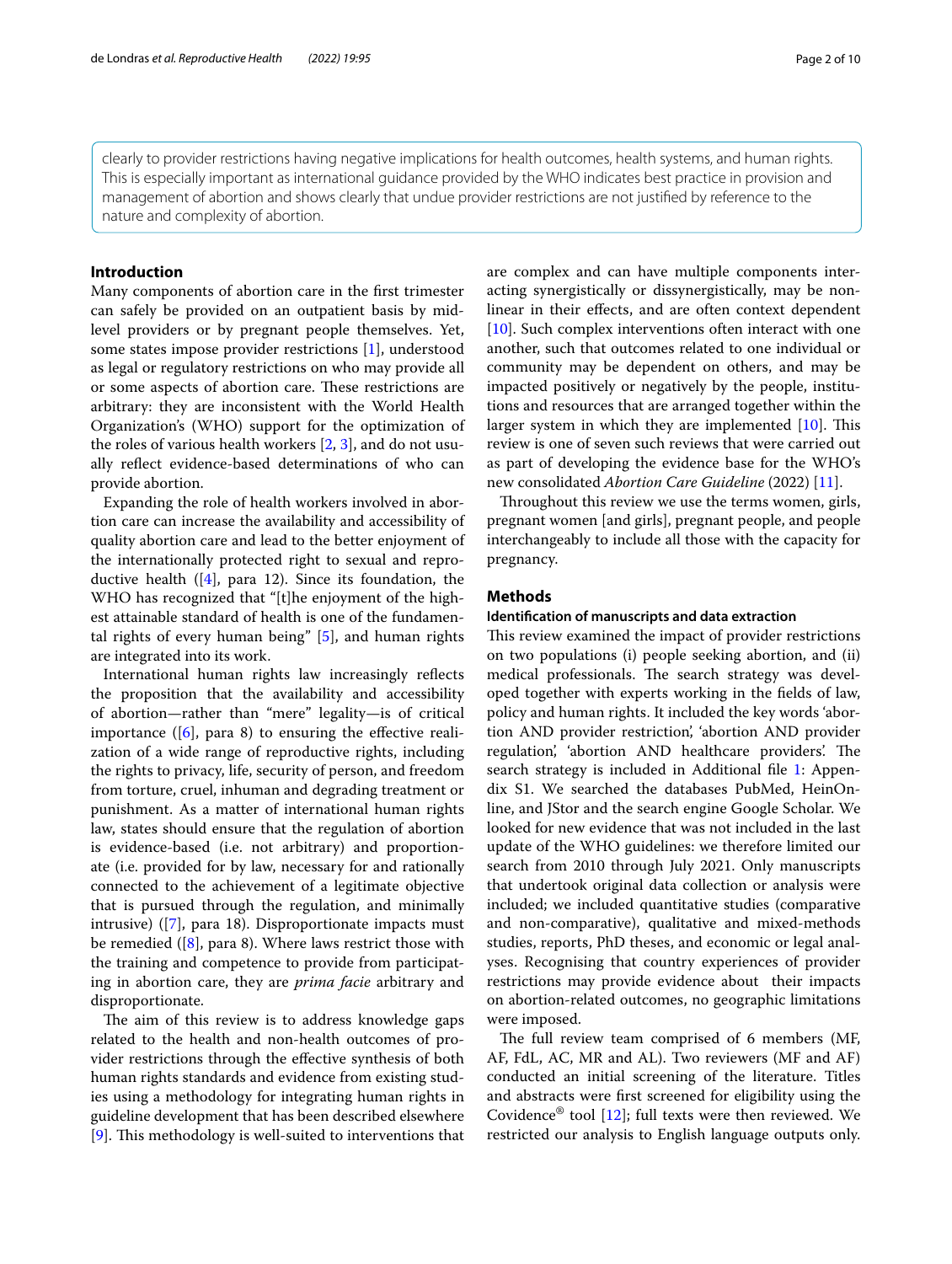clearly to provider restrictions having negative implications for health outcomes, health systems, and human rights. This is especially important as international guidance provided by the WHO indicates best practice in provision and management of abortion and shows clearly that undue provider restrictions are not justified by reference to the nature and complexity of abortion.

## Introduction

Many components of abortion care in the first trimester can safely be provided on an outpatient basis by mid-level providers or by pregnant people themselves. Yet, some states impose provider restrictions [1], understood as legal or regulatory restrictions on who may provide all or some aspects of abortion care. These restrictions are arbitrary: they are inconsistent with the World Health Organization's (WHO) support for the optimization of the roles of various health workers [2, 3], and do not usually reflect evidence-based determinations of who can provide abortion.

Expanding the role of health workers involved in abortion care can increase the availability and accessibility of quality abortion care and lead to the better enjoyment of the internationally protected right to sexual and reproductive health ([4], para 12). Since its foundation, the WHO has recognized that "[t]he enjoyment of the highest attainable standard of health is one of the fundamental rights of every human being" [5], and human rights are integrated into its work.

International human rights law increasingly reflects the proposition that the availability and accessibility of abortion—rather than "mere" legality—is of critical importance ([6], para 8) to ensuring the effective realization of a wide range of reproductive rights, including the rights to privacy, life, security of person, and freedom from torture, cruel, inhuman and degrading treatment or punishment. As a matter of international human rights law, states should ensure that the regulation of abortion is evidence-based (i.e. not arbitrary) and proportionate (i.e. provided for by law, necessary for and rationally connected to the achievement of a legitimate objective that is pursued through the regulation, and minimally intrusive) ([7], para 18). Disproportionate impacts must be remedied ([8], para 8). Where laws restrict those with the training and competence to provide from participating in abortion care, they are *prima facie* arbitrary and disproportionate.

The aim of this review is to address knowledge gaps related to the health and non-health outcomes of provider restrictions through the effective synthesis of both human rights standards and evidence from existing studies using a methodology for integrating human rights in guideline development that has been described elsewhere [9]. This methodology is well-suited to interventions that are complex and can have multiple components interacting synergistically or dissynergistically, may be non-linear in their effects, and are often context dependent [10]. Such complex interventions often interact with one another, such that outcomes related to one individual or community may be dependent on others, and may be impacted positively or negatively by the people, institutions and resources that are arranged together within the larger system in which they are implemented [10]. This review is one of seven such reviews that were carried out as part of developing the evidence base for the WHO's new consolidated *Abortion Care Guideline* (2022) [11].

Throughout this review we use the terms women, girls, pregnant women [and girls], pregnant people, and people interchangeably to include all those with the capacity for pregnancy.

## Methods

### Identification of manuscripts and data extraction

This review examined the impact of provider restrictions on two populations (i) people seeking abortion, and (ii) medical professionals. The search strategy was developed together with experts working in the fields of law, policy and human rights. It included the key words 'abortion AND provider restriction', 'abortion AND provider regulation', 'abortion AND healthcare providers'. The search strategy is included in Additional file 1: Appendix S1. We searched the databases PubMed, HeinOnline, and JStor and the search engine Google Scholar. We looked for new evidence that was not included in the last update of the WHO guidelines: we therefore limited our search from 2010 through July 2021. Only manuscripts that undertook original data collection or analysis were included; we included quantitative studies (comparative and non-comparative), qualitative and mixed-methods studies, reports, PhD theses, and economic or legal analyses. Recognising that country experiences of provider restrictions may provide evidence about their impacts on abortion-related outcomes, no geographic limitations were imposed.

The full review team comprised of 6 members (MF, AF, FdL, AC, MR and AL). Two reviewers (MF and AF) conducted an initial screening of the literature. Titles and abstracts were first screened for eligibility using the Covidence® tool [12]; full texts were then reviewed. We restricted our analysis to English language outputs only.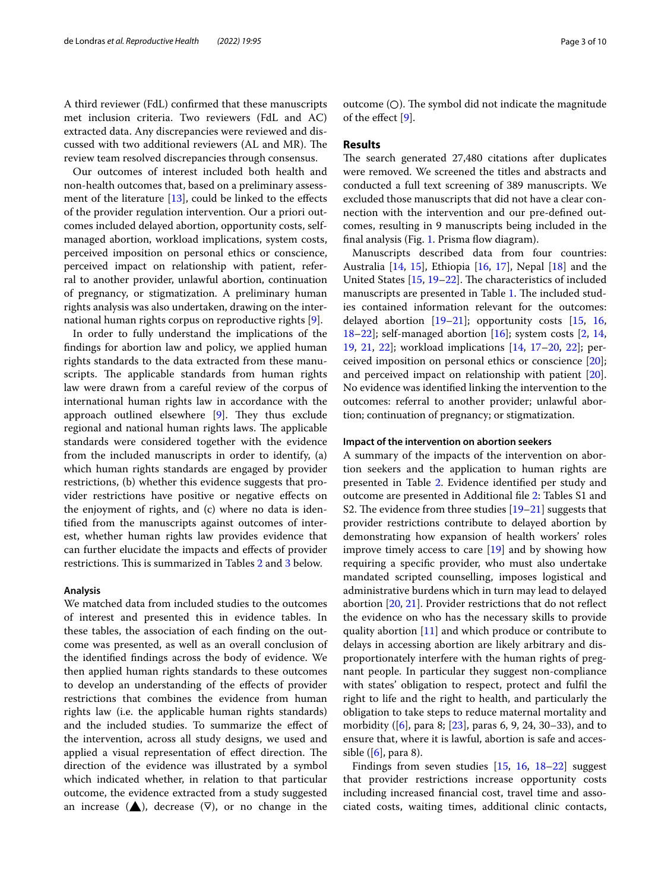A third reviewer (FdL) confirmed that these manuscripts met inclusion criteria. Two reviewers (FdL and AC) extracted data. Any discrepancies were reviewed and discussed with two additional reviewers (AL and MR). The review team resolved discrepancies through consensus.

Our outcomes of interest included both health and non-health outcomes that, based on a preliminary assessment of the literature [13], could be linked to the effects of the provider regulation intervention. Our a priori outcomes included delayed abortion, opportunity costs, self-managed abortion, workload implications, system costs, perceived imposition on personal ethics or conscience, perceived impact on relationship with patient, referral to another provider, unlawful abortion, continuation of pregnancy, or stigmatization. A preliminary human rights analysis was also undertaken, drawing on the international human rights corpus on reproductive rights [9].

In order to fully understand the implications of the findings for abortion law and policy, we applied human rights standards to the data extracted from these manuscripts. The applicable standards from human rights law were drawn from a careful review of the corpus of international human rights law in accordance with the approach outlined elsewhere [9]. They thus exclude regional and national human rights laws. The applicable standards were considered together with the evidence from the included manuscripts in order to identify, (a) which human rights standards are engaged by provider restrictions, (b) whether this evidence suggests that provider restrictions have positive or negative effects on the enjoyment of rights, and (c) where no data is identified from the manuscripts against outcomes of interest, whether human rights law provides evidence that can further elucidate the impacts and effects of provider restrictions. This is summarized in Tables 2 and 3 below.

#### Analysis

We matched data from included studies to the outcomes of interest and presented this in evidence tables. In these tables, the association of each finding on the outcome was presented, as well as an overall conclusion of the identified findings across the body of evidence. We then applied human rights standards to these outcomes to develop an understanding of the effects of provider restrictions that combines the evidence from human rights law (i.e. the applicable human rights standards) and the included studies. To summarize the effect of the intervention, across all study designs, we used and applied a visual representation of effect direction. The direction of the evidence was illustrated by a symbol which indicated whether, in relation to that particular outcome, the evidence extracted from a study suggested an increase (▲), decrease (∇), or no change in the outcome (○). The symbol did not indicate the magnitude of the effect [9].

## Results

The search generated 27,480 citations after duplicates were removed. We screened the titles and abstracts and conducted a full text screening of 389 manuscripts. We excluded those manuscripts that did not have a clear connection with the intervention and our pre-defined outcomes, resulting in 9 manuscripts being included in the final analysis (Fig. 1. Prisma flow diagram).

Manuscripts described data from four countries: Australia [14, 15], Ethiopia [16, 17], Nepal [18] and the United States [15, 19–22]. The characteristics of included manuscripts are presented in Table 1. The included studies contained information relevant for the outcomes: delayed abortion [19–21]; opportunity costs [15, 16, 18–22]; self-managed abortion [16]; system costs [2, 14, 19, 21, 22]; workload implications [14, 17–20, 22]; perceived imposition on personal ethics or conscience [20]; and perceived impact on relationship with patient [20]. No evidence was identified linking the intervention to the outcomes: referral to another provider; unlawful abortion; continuation of pregnancy; or stigmatization.

#### Impact of the intervention on abortion seekers

A summary of the impacts of the intervention on abortion seekers and the application to human rights are presented in Table 2. Evidence identified per study and outcome are presented in Additional file 2: Tables S1 and S2. The evidence from three studies [19–21] suggests that provider restrictions contribute to delayed abortion by demonstrating how expansion of health workers' roles improve timely access to care [19] and by showing how requiring a specific provider, who must also undertake mandated scripted counselling, imposes logistical and administrative burdens which in turn may lead to delayed abortion [20, 21]. Provider restrictions that do not reflect the evidence on who has the necessary skills to provide quality abortion [11] and which produce or contribute to delays in accessing abortion are likely arbitrary and disproportionately interfere with the human rights of pregnant people. In particular they suggest non-compliance with states' obligation to respect, protect and fulfil the right to life and the right to health, and particularly the obligation to take steps to reduce maternal mortality and morbidity ([6], para 8; [23], paras 6, 9, 24, 30–33), and to ensure that, where it is lawful, abortion is safe and accessible ([6], para 8).

Findings from seven studies [15, 16, 18–22] suggest that provider restrictions increase opportunity costs including increased financial cost, travel time and associated costs, waiting times, additional clinic contacts,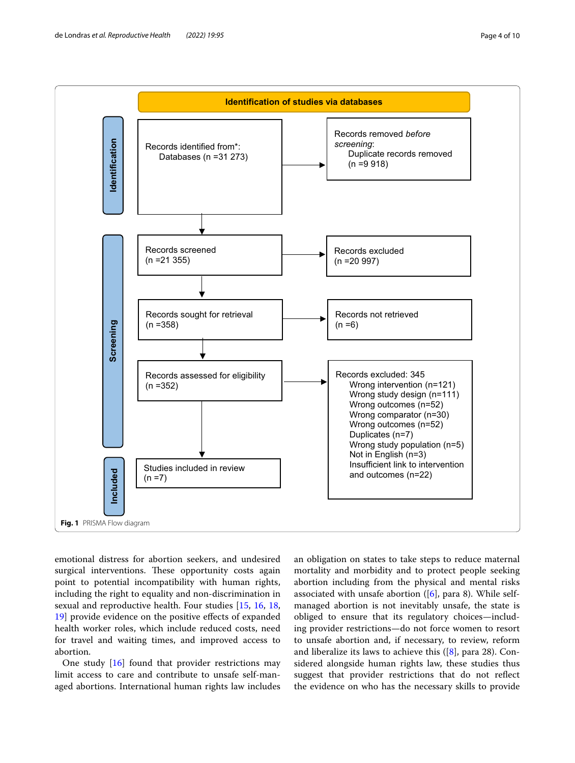**Identification of studies via databases**

**Identification**

Records identified from*:
Databases (n =31 273)

Records removed *before screening*:
Duplicate records removed (n =9 918)

**Screening**

Records screened (n =21 355)

Records excluded (n =20 997)

Records sought for retrieval (n =358)

Records not retrieved (n =6)

Records assessed for eligibility (n =352)

Records excluded: 345
- Wrong intervention (n=121)
- Wrong study design (n=111)
- Wrong outcomes (n=52)
- Wrong comparator (n=30)
- Wrong outcomes (n=52)
- Duplicates (n=7)
- Wrong study population (n=5)
- Not in English (n=3)
- Insufficient link to intervention and outcomes (n=22)

**Included**

Studies included in review (n =7)

**Fig. 1** PRISMA Flow diagram

emotional distress for abortion seekers, and undesired surgical interventions. These opportunity costs again point to potential incompatibility with human rights, including the right to equality and non-discrimination in sexual and reproductive health. Four studies [15, 16, 18, 19] provide evidence on the positive effects of expanded health worker roles, which include reduced costs, need for travel and waiting times, and improved access to abortion.

One study [16] found that provider restrictions may limit access to care and contribute to unsafe self-managed abortions. International human rights law includes an obligation on states to take steps to reduce maternal mortality and morbidity and to protect people seeking abortion including from the physical and mental risks associated with unsafe abortion ([6], para 8). While self-managed abortion is not inevitably unsafe, the state is obliged to ensure that its regulatory choices—including provider restrictions—do not force women to resort to unsafe abortion and, if necessary, to review, reform and liberalize its laws to achieve this ([8], para 28). Considered alongside human rights law, these studies thus suggest that provider restrictions that do not reflect the evidence on who has the necessary skills to provide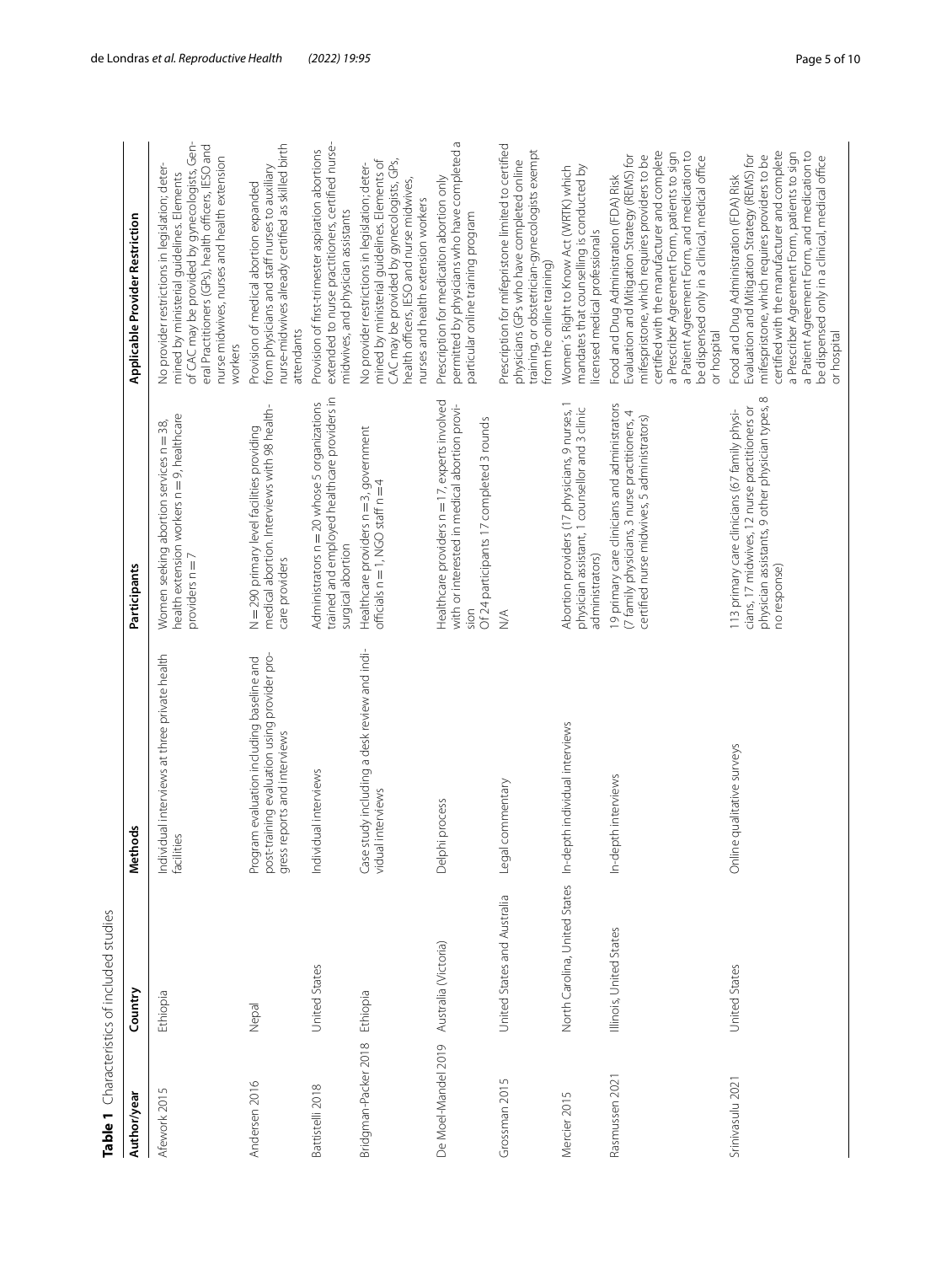**Table 1** Characteristics of included studies

| Author/year | Country | Methods | Participants | Applicable Provider Restriction |
|---|---|---|---|---|
| Afework 2015 | Ethiopia | Individual interviews at three private health facilities | Women seeking abortion services n = 38, health extension workers n = 9, healthcare providers n = 7 | No provider restrictions in legislation; determined by ministerial guidelines. Elements of CAC may be provided by gynecologists, General Practitioners (GPs), health officers, IESO and nurse midwives, nurses and health extension workers |
| Andersen 2016 | Nepal | Program evaluation including baseline and post-training evaluation using provider progress reports and interviews | N = 290 primary level facilities providing medical abortion. Interviews with 98 healthcare providers | Provision of medical abortion expanded from physicians and staff nurses to auxiliary nurse-midwives already certified as skilled birth attendants |
| Battistelli 2018 | United States | Individual interviews | Administrators n = 20 whose 5 organizations trained and employed healthcare providers in surgical abortion | Provision of first-trimester aspiration abortions extended to nurse practitioners, certified nurse-midwives, and physician assistants |
| Bridgman-Packer 2018 | Ethiopia | Case study including a desk review and individual interviews | Healthcare providers n = 3, government officials n = 1, NGO staff n = 4 | No provider restrictions in legislation; determined by ministerial guidelines. Elements of CAC may be provided by gynecologists, GPs, health officers, IESO and nurse midwives, nurses and health extension workers |
| De Moel-Mandel 2019 | Australia (Victoria) | Delphi process | Healthcare providers n = 17, experts involved with or interested in medical abortion provision<br>Of 24 participants 17 completed 3 rounds | Prescription for medication abortion only permitted by physicians who have completed a particular online training program |
| Grossman 2015 | United States and Australia | Legal commentary | N/A | Prescription for mifepristone limited to certified physicians (GPs who have completed online training, or obstetrician-gynecologists exempt from the online training) |
| Mercier 2015 | North Carolina, United States | In-depth individual interviews | Abortion providers (17 physicians, 9 nurses, 1 physician assistant, 1 counsellor and 3 clinic administrators) | Women's Right to Know Act (WRTK) which mandates that counselling is conducted by licensed medical professionals |
| Rasmussen 2021 | Illinois, United States | In-depth interviews | 19 primary care clinicians and administrators (7 family physicians, 3 nurse practitioners, 4 certified nurse midwives, 5 administrators) | Food and Drug Administration (FDA) Risk Evaluation and Mitigation Strategy (REMS) for mifepristone, which requires providers to be certified with the manufacturer and complete a Prescriber Agreement Form, patients to sign a Patient Agreement Form, and medication to be dispensed only in a clinical, medical office or hospital |
| Srinivasulu 2021 | United States | Online qualitative surveys | 113 primary care clinicians (67 family physicians, 17 midwives, 12 nurse practitioners or physician assistants, 9 other physician types, 8 no response) | Food and Drug Administration (FDA) Risk Evaluation and Mitigation Strategy (REMS) for mifepristone, which requires providers to be certified with the manufacturer and complete a Prescriber Agreement Form, patients to sign a Patient Agreement Form, and medication to be dispensed only in a clinical, medical office or hospital |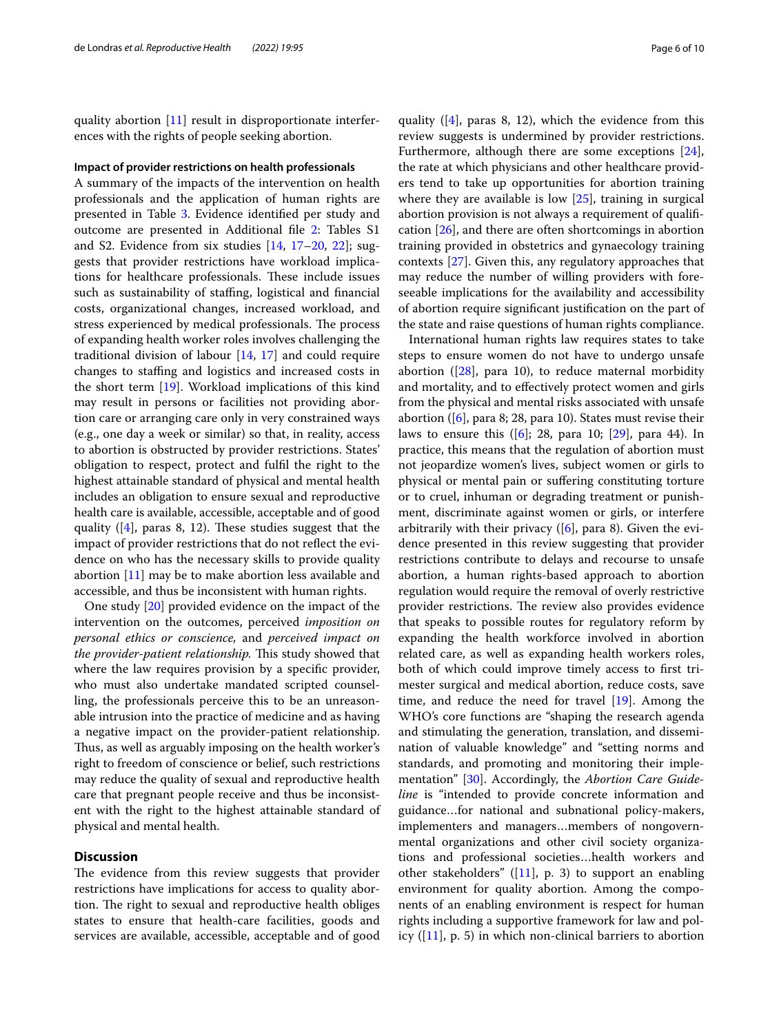quality abortion [11] result in disproportionate interferences with the rights of people seeking abortion.

#### Impact of provider restrictions on health professionals

A summary of the impacts of the intervention on health professionals and the application of human rights are presented in Table 3. Evidence identified per study and outcome are presented in Additional file 2: Tables S1 and S2. Evidence from six studies [14, 17–20, 22]; suggests that provider restrictions have workload implications for healthcare professionals. These include issues such as sustainability of staffing, logistical and financial costs, organizational changes, increased workload, and stress experienced by medical professionals. The process of expanding health worker roles involves challenging the traditional division of labour [14, 17] and could require changes to staffing and logistics and increased costs in the short term [19]. Workload implications of this kind may result in persons or facilities not providing abortion care or arranging care only in very constrained ways (e.g., one day a week or similar) so that, in reality, access to abortion is obstructed by provider restrictions. States' obligation to respect, protect and fulfil the right to the highest attainable standard of physical and mental health includes an obligation to ensure sexual and reproductive health care is available, accessible, acceptable and of good quality ([4], paras 8, 12). These studies suggest that the impact of provider restrictions that do not reflect the evidence on who has the necessary skills to provide quality abortion [11] may be to make abortion less available and accessible, and thus be inconsistent with human rights.

One study [20] provided evidence on the impact of the intervention on the outcomes, perceived *imposition on personal ethics or conscience,* and *perceived impact on the provider-patient relationship.* This study showed that where the law requires provision by a specific provider, who must also undertake mandated scripted counselling, the professionals perceive this to be an unreasonable intrusion into the practice of medicine and as having a negative impact on the provider-patient relationship. Thus, as well as arguably imposing on the health worker's right to freedom of conscience or belief, such restrictions may reduce the quality of sexual and reproductive health care that pregnant people receive and thus be inconsistent with the right to the highest attainable standard of physical and mental health.

## Discussion

The evidence from this review suggests that provider restrictions have implications for access to quality abortion. The right to sexual and reproductive health obliges states to ensure that health-care facilities, goods and services are available, accessible, acceptable and of good quality ([4], paras 8, 12), which the evidence from this review suggests is undermined by provider restrictions. Furthermore, although there are some exceptions [24], the rate at which physicians and other healthcare providers tend to take up opportunities for abortion training where they are available is low [25], training in surgical abortion provision is not always a requirement of qualification [26], and there are often shortcomings in abortion training provided in obstetrics and gynaecology training contexts [27]. Given this, any regulatory approaches that may reduce the number of willing providers with foreseeable implications for the availability and accessibility of abortion require significant justification on the part of the state and raise questions of human rights compliance.

International human rights law requires states to take steps to ensure women do not have to undergo unsafe abortion ([28], para 10), to reduce maternal morbidity and mortality, and to effectively protect women and girls from the physical and mental risks associated with unsafe abortion ([6], para 8; 28, para 10). States must revise their laws to ensure this ([6]; 28, para 10; [29], para 44). In practice, this means that the regulation of abortion must not jeopardize women's lives, subject women or girls to physical or mental pain or suffering constituting torture or to cruel, inhuman or degrading treatment or punishment, discriminate against women or girls, or interfere arbitrarily with their privacy ([6], para 8). Given the evidence presented in this review suggesting that provider restrictions contribute to delays and recourse to unsafe abortion, a human rights-based approach to abortion regulation would require the removal of overly restrictive provider restrictions. The review also provides evidence that speaks to possible routes for regulatory reform by expanding the health workforce involved in abortion related care, as well as expanding health workers roles, both of which could improve timely access to first trimester surgical and medical abortion, reduce costs, save time, and reduce the need for travel [19]. Among the WHO's core functions are "shaping the research agenda and stimulating the generation, translation, and dissemination of valuable knowledge" and "setting norms and standards, and promoting and monitoring their implementation" [30]. Accordingly, the *Abortion Care Guideline* is "intended to provide concrete information and guidance…for national and subnational policy-makers, implementers and managers…members of nongovernmental organizations and other civil society organizations and professional societies…health workers and other stakeholders" ([11], p. 3) to support an enabling environment for quality abortion. Among the components of an enabling environment is respect for human rights including a supportive framework for law and policy ([11], p. 5) in which non-clinical barriers to abortion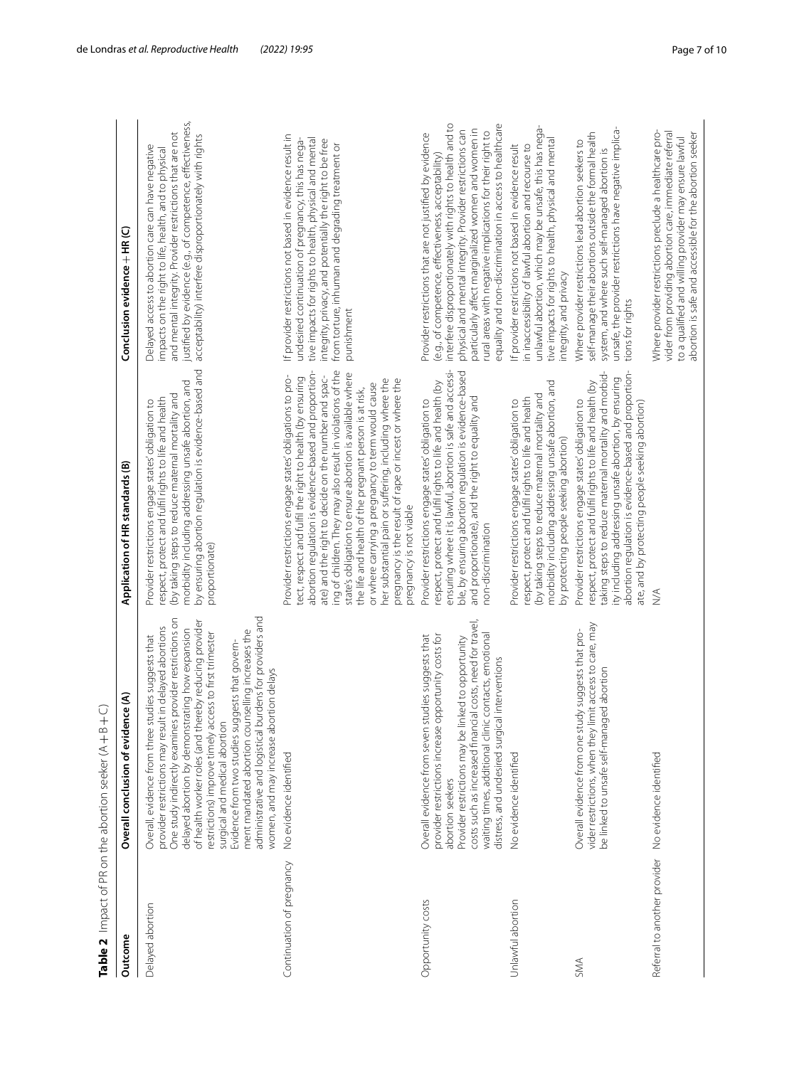**Table 2** Impact of PR on the abortion seeker (A + B + C)

| Outcome | Overall conclusion of evidence (A) | Application of HR standards (B) | Conclusion evidence + HR (C) |
|---|---|---|---|
| Delayed abortion | Overall, evidence from three studies suggests that provider restrictions may result in delayed abortions<br>One study indirectly examines provider restrictions on delayed abortion by demonstrating how expansion of health worker roles (and thereby reducing provider restrictions) improve timely access to first trimester surgical and medical abortion<br>Evidence from two studies suggests that government mandated abortion counselling increases the administrative and logistical burdens for providers and women, and may increase abortion delays | Provider restrictions engage states' obligation to respect, protect and fulfil rights to life and health (by taking steps to reduce maternal mortality and morbidity including addressing unsafe abortion, and by ensuring abortion regulation is evidence-based and proportionate) | Delayed access to abortion care can have negative impacts on the right to life, health, and to physical and mental integrity. Provider restrictions that are not justified by evidence (e.g., of competence, effectiveness, acceptability) interfere disproportionately with rights |
| Continuation of pregnancy | No evidence identified | Provider restrictions engage states' obligations to protect, respect and fulfil the right to health (by ensuring abortion regulation is evidence-based and proportionate) and the right to decide on the number and spacing of children. They may also result in violations of the state's obligation to ensure abortion is available where the life and health of the pregnant person is at risk, or where carrying a pregnancy to term would cause her substantial pain or suffering, including where the pregnancy is the result of rape or incest or where the pregnancy is not viable | If provider restrictions not based in evidence result in undesired continuation of pregnancy, this has negative impacts for rights to health, physical and mental integrity, privacy, and potentially the right to be free from torture, inhuman and degrading treatment or punishment |
| Opportunity costs | Overall evidence from seven studies suggests that provider restrictions increase opportunity costs for abortion seekers<br>Provider restrictions may be linked to opportunity costs such as increased financial costs, need for travel, waiting times, additional clinic contacts, emotional distress, and undesired surgical interventions | Provider restrictions engage states' obligation to respect, protect and fulfil rights to life and health (by ensuring where it is lawful, abortion is safe and accessible, by ensuring abortion regulation is evidence-based and proportionate), and the right to equality and non-discrimination | Provider restrictions that are not justified by evidence (e.g., of competence, effectiveness, acceptability) interfere disproportionately with rights to health and to physical and mental integrity. Provider restrictions can particularly affect marginalized women and women in rural areas with negative implications for their right to equality and non-discrimination in access to healthcare |
| Unlawful abortion | No evidence identified | Provider restrictions engage states' obligation to respect, protect and fulfil rights to life and health (by taking steps to reduce maternal mortality and morbidity including addressing unsafe abortion, and by protecting people seeking abortion) | If provider restrictions not based in evidence result in inaccessibility of lawful abortion and recourse to unlawful abortion, which may be unsafe, this has negative impacts for rights to health, physical and mental integrity, and privacy |
| SMA | Overall evidence from one study suggests that provider restrictions, when they limit access to care, may be linked to unsafe self-managed abortion | Provider restrictions engage states' obligation to respect, protect and fulfil rights to life and health (by taking steps to reduce maternal mortality and morbidity including addressing unsafe abortion, by ensuring abortion regulation is evidence-based and proportionate, and by protecting people seeking abortion) | Where provider restrictions lead abortion seekers to self-manage their abortions outside the formal health system, and where such self-managed abortion is unsafe, the provider restrictions have negative implications for rights |
| Referral to another provider | No evidence identified | N/A | Where provider restrictions preclude a healthcare provider from providing abortion care, immediate referral to a qualified and willing provider may ensure lawful abortion is safe and accessible for the abortion seeker |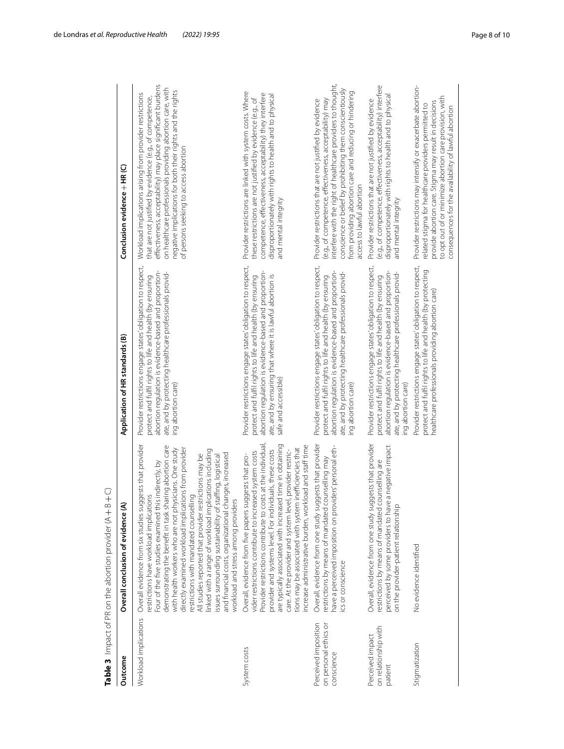**Table 3** Impact of PR on the abortion provider (A + B + C)

| Outcome | Overall conclusion of evidence (A) | Application of HR standards (B) | Conclusion evidence + HR (C) |
|---|---|---|---|
| Workload implications | Overall evidence from six studies suggests that provider restrictions have workload implications<br>Four of the five studies examined this indirectly, by demonstrating the benefit in task sharing abortion care with health workers who are not physicians. One study directly examined workload implications from provider restrictions with mandated counselling<br>All studies reported that provider restrictions may be linked with a range of workload implications including issues surrounding sustainability of staffing, logistical and financial costs, organizational changes, increased workload and stress among providers | Provider restrictions engage states' obligation to respect, protect and fulfil rights to life and health (by ensuring abortion regulation is evidence-based and proportionate, and by protecting healthcare professionals providing abortion care) | Workload implications arising from provider restrictions that are not justified by evidence (e.g., of competence, effectiveness, acceptability) may place significant burdens on healthcare professionals providing abortion care, with negative implications for both their rights and the rights of persons seeking to access abortion |
| System costs | Overall, evidence from five papers suggests that provider restrictions contribute to increased system costs<br>Provider restrictions contribute to costs at the individual, provider and systems level. For individuals, these costs are typically associated with increased time in obtaining care. At the provider and system level, provider restrictions may be associated with system inefficiencies that increase administrative burden, workload and staff time | Provider restrictions engage states' obligation to respect, protect and fulfil rights to life and health (by ensuring abortion regulation is evidence-based and proportionate, and by ensuring that where it is lawful abortion is safe and accessible) | Provider restrictions are linked with system costs. Where these restrictions are not justified by evidence (e.g., of competence, effectiveness, acceptability) they interfere disproportionately with rights to health and to physical and mental integrity |
| Perceived imposition on personal ethics or conscience | Overall, evidence from one study suggests that provider restrictions by means of mandated counselling may have a perceived imposition on providers' personal ethics or conscience | Provider restrictions engage states' obligation to respect, protect and fulfil rights to life and health (by ensuring abortion regulation is evidence-based and proportionate, and by protecting healthcare professionals providing abortion care) | Provider restrictions that are not justified by evidence (e.g., of competence, effectiveness, acceptability) may interfere with the right of healthcare providers to thought, conscience or belief by prohibiting them conscientiously from providing abortion care and reducing or hindering access to lawful abortion |
| Perceived impact on relationship with patient | Overall, evidence from one study suggests that provider restrictions by means of mandated counselling are perceived by some providers to have a negative impact on the provider-patient relationship | Provider restrictions engage states' obligation to respect, protect and fulfil rights to life and health (by ensuring abortion regulation is evidence-based and proportionate, and by protecting healthcare professionals providing abortion care) | Provider restrictions that are not justified by evidence (e.g., of competence, effectiveness, acceptability) interfere disproportionately with rights to health and to physical and mental integrity |
| Stigmatization | No evidence identified | Provider restrictions engage states' obligation to respect, protect and fulfil rights to life and health (by protecting healthcare professionals providing abortion care) | Provider restrictions may intensify or exacerbate abortion-related stigma for healthcare providers permitted to provide abortion care. Stigma may result in decisions to opt out of or minimize abortion care provision, with consequences for the availability of lawful abortion |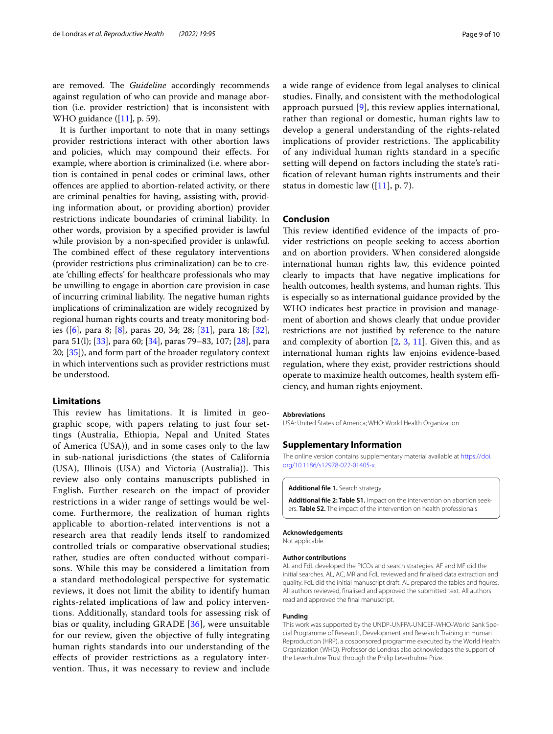are removed. The *Guideline* accordingly recommends against regulation of who can provide and manage abortion (i.e. provider restriction) that is inconsistent with WHO guidance ([11], p. 59).

It is further important to note that in many settings provider restrictions interact with other abortion laws and policies, which may compound their effects. For example, where abortion is criminalized (i.e. where abortion is contained in penal codes or criminal laws, other offences are applied to abortion-related activity, or there are criminal penalties for having, assisting with, providing information about, or providing abortion) provider restrictions indicate boundaries of criminal liability. In other words, provision by a specified provider is lawful while provision by a non-specified provider is unlawful. The combined effect of these regulatory interventions (provider restrictions plus criminalization) can be to create 'chilling effects' for healthcare professionals who may be unwilling to engage in abortion care provision in case of incurring criminal liability. The negative human rights implications of criminalization are widely recognized by regional human rights courts and treaty monitoring bodies ([6], para 8; [8], paras 20, 34; 28; [31], para 18; [32], para 51(l); [33], para 60; [34], paras 79–83, 107; [28], para 20; [35]), and form part of the broader regulatory context in which interventions such as provider restrictions must be understood.

## Limitations

This review has limitations. It is limited in geographic scope, with papers relating to just four settings (Australia, Ethiopia, Nepal and United States of America (USA)), and in some cases only to the law in sub-national jurisdictions (the states of California (USA), Illinois (USA) and Victoria (Australia)). This review also only contains manuscripts published in English. Further research on the impact of provider restrictions in a wider range of settings would be welcome. Furthermore, the realization of human rights applicable to abortion-related interventions is not a research area that readily lends itself to randomized controlled trials or comparative observational studies; rather, studies are often conducted without comparisons. While this may be considered a limitation from a standard methodological perspective for systematic reviews, it does not limit the ability to identify human rights-related implications of law and policy interventions. Additionally, standard tools for assessing risk of bias or quality, including GRADE [36], were unsuitable for our review, given the objective of fully integrating human rights standards into our understanding of the effects of provider restrictions as a regulatory intervention. Thus, it was necessary to review and include a wide range of evidence from legal analyses to clinical studies. Finally, and consistent with the methodological approach pursued [9], this review applies international, rather than regional or domestic, human rights law to develop a general understanding of the rights-related implications of provider restrictions. The applicability of any individual human rights standard in a specific setting will depend on factors including the state's ratification of relevant human rights instruments and their status in domestic law ([11], p. 7).

## Conclusion

This review identified evidence of the impacts of provider restrictions on people seeking to access abortion and on abortion providers. When considered alongside international human rights law, this evidence pointed clearly to impacts that have negative implications for health outcomes, health systems, and human rights. This is especially so as international guidance provided by the WHO indicates best practice in provision and management of abortion and shows clearly that undue provider restrictions are not justified by reference to the nature and complexity of abortion [2, 3, 11]. Given this, and as international human rights law enjoins evidence-based regulation, where they exist, provider restrictions should operate to maximize health outcomes, health system efficiency, and human rights enjoyment.

#### Abbreviations

USA: United States of America; WHO: World Health Organization.

## Supplementary Information

The online version contains supplementary material available at https://doi.org/10.1186/s12978-022-01405-x.

**Additional file 1.** Search strategy.

**Additional file 2: Table S1.** Impact on the intervention on abortion seekers. **Table S2.** The impact of the intervention on health professionals

#### Acknowledgements

Not applicable.

#### Author contributions

AL and FdL developed the PICOs and search strategies. AF and MF did the initial searches. AL, AC, MR and FdL reviewed and finalised data extraction and quality. FdL did the initial manuscript draft. AL prepared the tables and figures. All authors reviewed, finalised and approved the submitted text. All authors read and approved the final manuscript.

#### Funding

This work was supported by the UNDP-UNFPA-UNICEF-WHO-World Bank Special Programme of Research, Development and Research Training in Human Reproduction (HRP), a cosponsored programme executed by the World Health Organization (WHO). Professor de Londras also acknowledges the support of the Leverhulme Trust through the Philip Leverhulme Prize.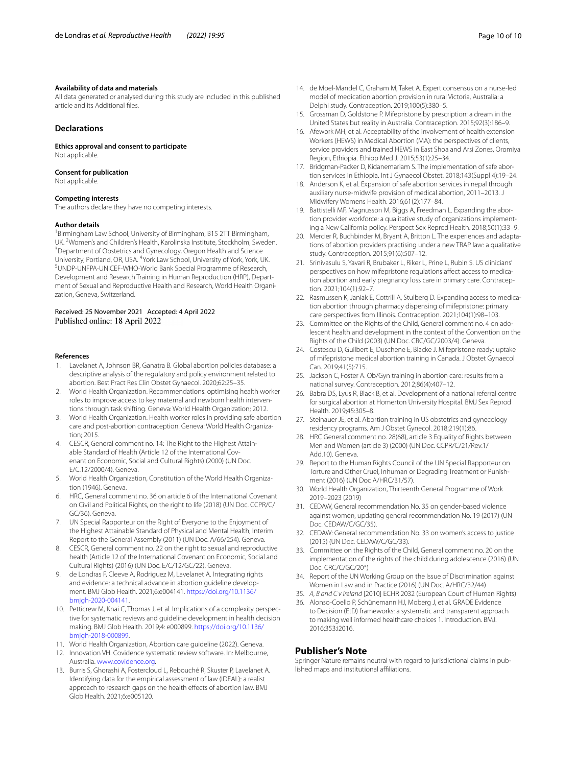**Availability of data and materials**

All data generated or analysed during this study are included in this published article and its Additional files.

## Declarations

**Ethics approval and consent to participate**

Not applicable.

**Consent for publication**

Not applicable.

**Competing interests**

The authors declare they have no competing interests.

**Author details**

[1]Birmingham Law School, University of Birmingham, B15 2TT Birmingham, UK. [2]Women's and Children's Health, Karolinska Institute, Stockholm, Sweden. [3]Department of Obstetrics and Gynecology, Oregon Health and Science University, Portland, OR, USA. [4]York Law School, University of York, York, UK. [5]UNDP-UNFPA-UNICEF-WHO-World Bank Special Programme of Research, Development and Research Training in Human Reproduction (HRP), Department of Sexual and Reproductive Health and Research, World Health Organization, Geneva, Switzerland.

Received: 25 November 2021 Accepted: 4 April 2022
Published online: 18 April 2022

**References**

1. Lavelanet A, Johnson BR, Ganatra B. Global abortion policies database: a descriptive analysis of the regulatory and policy environment related to abortion. Best Pract Res Clin Obstet Gynaecol. 2020;62:25–35.
2. World Health Organization. Recommendations: optimising health worker roles to improve access to key maternal and newborn health interventions through task shifting. Geneva: World Health Organization; 2012.
3. World Health Organization. Health worker roles in providing safe abortion care and post-abortion contraception. Geneva: World Health Organization; 2015.
4. CESCR, General comment no. 14: The Right to the Highest Attainable Standard of Health (Article 12 of the International Covenant on Economic, Social and Cultural Rights) (2000) (UN Doc. E/C.12/2000/4). Geneva.
5. World Health Organization, Constitution of the World Health Organization (1946). Geneva.
6. HRC, General comment no. 36 on article 6 of the International Covenant on Civil and Political Rights, on the right to life (2018) (UN Doc. CCPR/C/GC/36). Geneva.
7. UN Special Rapporteur on the Right of Everyone to the Enjoyment of the Highest Attainable Standard of Physical and Mental Health, Interim Report to the General Assembly (2011) (UN Doc. A/66/254). Geneva.
8. CESCR, General comment no. 22 on the right to sexual and reproductive health (Article 12 of the International Covenant on Economic, Social and Cultural Rights) (2016) (UN Doc. E/C/12/GC/22). Geneva.
9. de Londras F, Cleeve A, Rodriguez M, Lavelanet A. Integrating rights and evidence: a technical advance in abortion guideline development. BMJ Glob Health. 2021;6:e004141. https://doi.org/10.1136/bmjgh-2020-004141.
10. Petticrew M, Knai C, Thomas J, et al. Implications of a complexity perspective for systematic reviews and guideline development in health decision making. BMJ Glob Health. 2019;4: e000899. https://doi.org/10.1136/bmjgh-2018-000899.
11. World Health Organization, Abortion care guideline (2022). Geneva.
12. Innovation VH. Covidence systematic review software. In: Melbourne, Australia. www.covidence.org.
13. Burris S, Ghorashi A, Fostercloud L, Rebouché R, Skuster P, Lavelanet A. Identifying data for the empirical assessment of law (IDEAL): a realist approach to research gaps on the health effects of abortion law. BMJ Glob Health. 2021;6:e005120.
14. de Moel-Mandel C, Graham M, Taket A. Expert consensus on a nurse-led model of medication abortion provision in rural Victoria, Australia: a Delphi study. Contraception. 2019;100(5):380–5.
15. Grossman D, Goldstone P. Mifepristone by prescription: a dream in the United States but reality in Australia. Contraception. 2015;92(3):186–9.
16. Afework MH, et al. Acceptability of the involvement of health extension Workers (HEWS) in Medical Abortion (MA): the perspectives of clients, service providers and trained HEWS in East Shoa and Arsi Zones, Oromiya Region, Ethiopia. Ethiop Med J. 2015;53(1):25–34.
17. Bridgman-Packer D, Kidanemariam S. The implementation of safe abortion services in Ethiopia. Int J Gynaecol Obstet. 2018;143(Suppl 4):19–24.
18. Anderson K, et al. Expansion of safe abortion services in nepal through auxiliary nurse-midwife provision of medical abortion, 2011–2013. J Midwifery Womens Health. 2016;61(2):177–84.
19. Battistelli MF, Magnusson M, Biggs A, Freedman L. Expanding the abortion provider workforce: a qualitative study of organizations implementing a New California policy. Perspect Sex Reprod Health. 2018;50(1):33–9.
20. Mercier R, Buchbinder M, Bryant A, Britton L. The experiences and adaptations of abortion providers practising under a new TRAP law: a qualitative study. Contraception. 2015;91(6):507–12.
21. Srinivasulu S, Yavari R, Brubaker L, Riker L, Prine L, Rubin S. US clinicians' perspectives on how mifepristone regulations affect access to medication abortion and early pregnancy loss care in primary care. Contraception. 2021;104(1):92–7.
22. Rasmussen K, Janiak E, Cottrill A, Stulberg D. Expanding access to medication abortion through pharmacy dispensing of mifepristone: primary care perspectives from Illinois. Contraception. 2021;104(1):98–103.
23. Committee on the Rights of the Child, General comment no. 4 on adolescent health and development in the context of the Convention on the Rights of the Child (2003) (UN Doc. CRC/GC/2003/4). Geneva.
24. Costescu D, Guilbert E, Duschene E, Blacke J. Mifepristone ready: uptake of mifepristone medical abortion training in Canada. J Obstet Gynaecol Can. 2019;41(5):715.
25. Jackson C, Foster A. Ob/Gyn training in abortion care: results from a national survey. Contraception. 2012;86(4):407–12.
26. Babra DS, Lyus R, Black B, et al. Development of a national referral centre for surgical abortion at Homerton University Hospital. BMJ Sex Reprod Health. 2019;45:305–8.
27. Steinauer JE, et al. Abortion training in US obstetrics and gynecology residency programs. Am J Obstet Gynecol. 2018;219(1):86.
28. HRC General comment no. 28(68), article 3 Equality of Rights between Men and Women (article 3) (2000) (UN Doc. CCPR/C/21/Rev.1/Add.10). Geneva.
29. Report to the Human Rights Council of the UN Special Rapporteur on Torture and Other Cruel, Inhuman or Degrading Treatment or Punishment (2016) (UN Doc A/HRC/31/57).
30. World Health Organization, Thirteenth General Programme of Work 2019–2023 (2019)
31. CEDAW, General recommendation No. 35 on gender-based violence against women, updating general recommendation No. 19 (2017) (UN Doc. CEDAW/C/GC/35).
32. CEDAW: General recommendation No. 33 on women's access to justice (2015) (UN Doc. CEDAW/C/GC/33).
33. Committee on the Rights of the Child, General comment no. 20 on the implementation of the rights of the child during adolescence (2016) (UN Doc. CRC/C/GC/20*)
34. Report of the UN Working Group on the Issue of Discrimination against Women in Law and in Practice (2016) (UN Doc. A/HRC/32/44)
35. *A, B and C v Ireland* [2010] ECHR 2032 (European Court of Human Rights)
36. Alonso-Coello P, Schünemann HJ, Moberg J, et al. GRADE Evidence to Decision (EtD) frameworks: a systematic and transparent approach to making well informed healthcare choices 1. Introduction. BMJ. 2016;353:i2016.

## Publisher's Note

Springer Nature remains neutral with regard to jurisdictional claims in published maps and institutional affiliations.